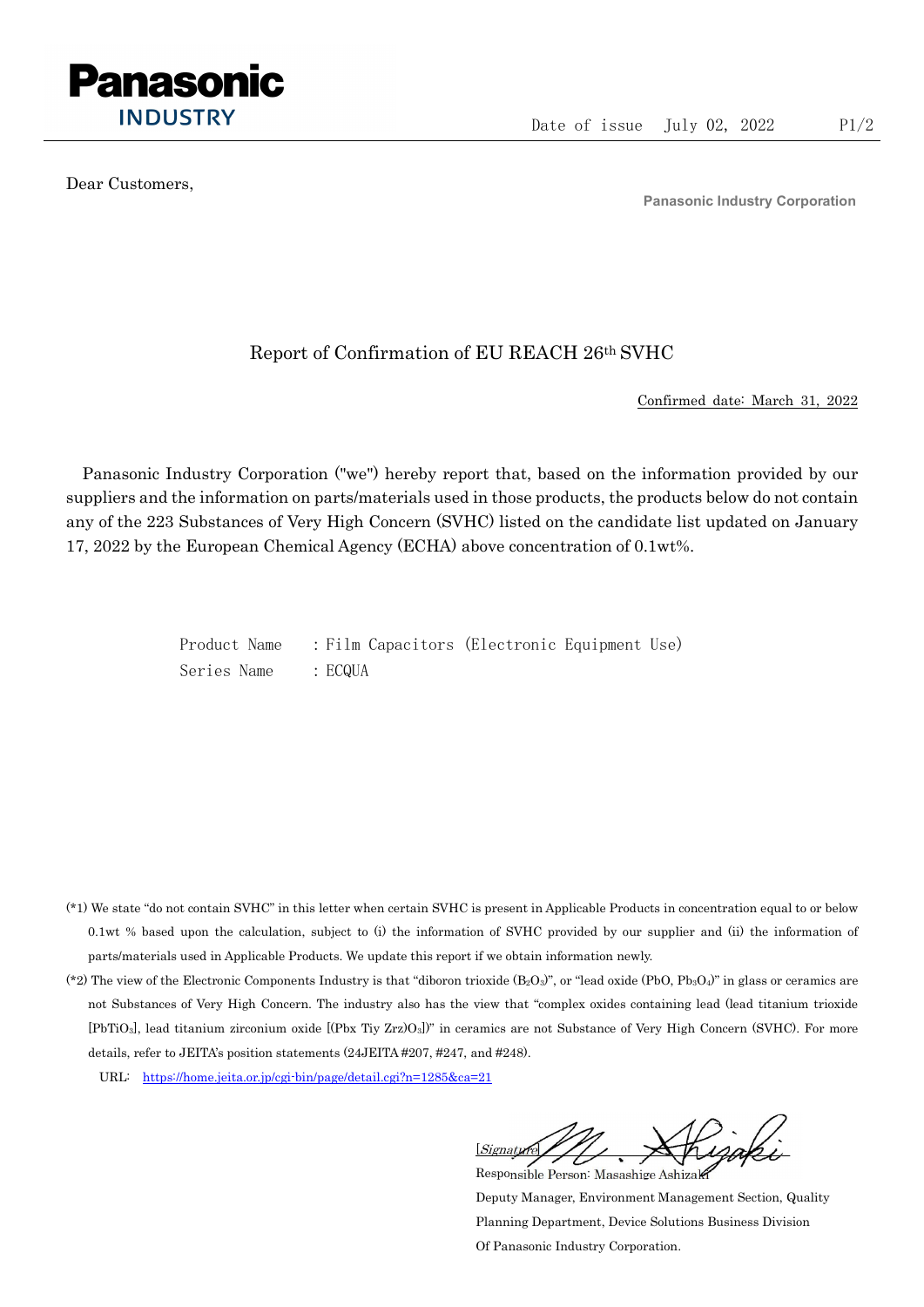Panasonic INDUSTRY

Date of issue July 02, 2022

Dear Customers,

**Panasonic Industry Corporation**

# Report of Confirmation of EU REACH 26th SVHC

Confirmed date: March 31, 2022

Panasonic Industry Corporation ("we") hereby report that, based on the information provided by our suppliers and the information on parts/materials used in those products, the products below do not contain any of the 223 Substances of Very High Concern (SVHC) listed on the candidate list updated on January 17, 2022 by the European Chemical Agency (ECHA) above concentration of 0.1wt%.

Product Name : Film Capacitors (Electronic Equipment Use)
Series Name : ECQUA

(*1) We state "do not contain SVHC" in this letter when certain SVHC is present in Applicable Products in concentration equal to or below 0.1wt % based upon the calculation, subject to (i) the information of SVHC provided by our supplier and (ii) the information of parts/materials used in Applicable Products. We update this report if we obtain information newly.

(*2) The view of the Electronic Components Industry is that "diboron trioxide ($B_2O_3$)", or "lead oxide ($PbO$, $Pb_3O_4$)" in glass or ceramics are not Substances of Very High Concern. The industry also has the view that "complex oxides containing lead (lead titanium trioxide [$PbTiO_3$], lead titanium zirconium oxide [$(Pbx\ Tiy\ Zrz)O_3$])" in ceramics are not Substance of Very High Concern (SVHC). For more details, refer to JEITA's position statements (24JEITA #207, #247, and #248).

URL: https://home.jeita.or.jp/cgi-bin/page/detail.cgi?n=1285&ca=21

[Signature] M. Ashizaki

Responsible Person: Masashige Ashizaki
Deputy Manager, Environment Management Section, Quality Planning Department, Device Solutions Business Division
Of Panasonic Industry Corporation.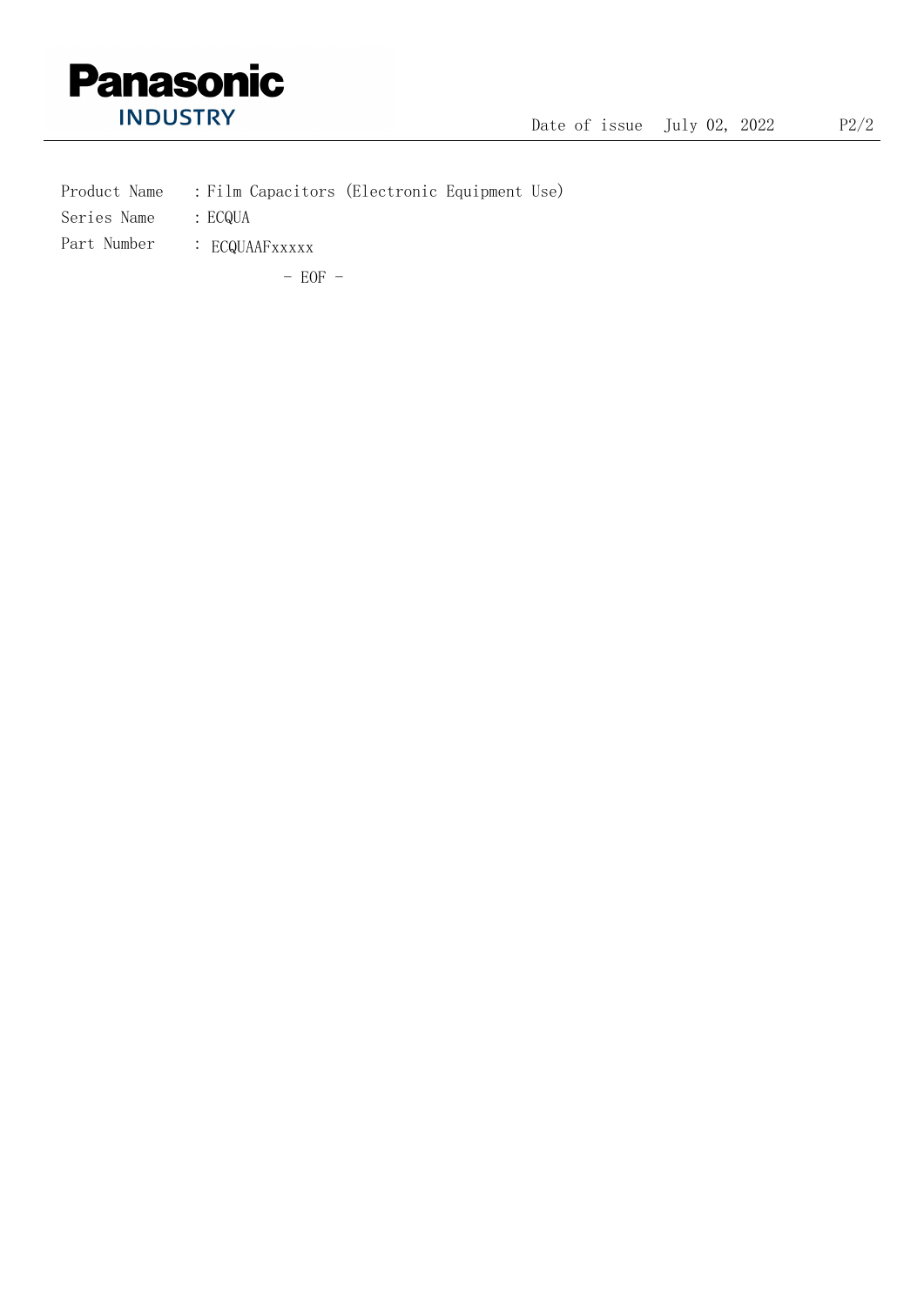Product Name　: Film Capacitors (Electronic Equipment Use)

Series Name　: ECQUA

Part Number　: ECQUAAFxxxxx

－ EOF －